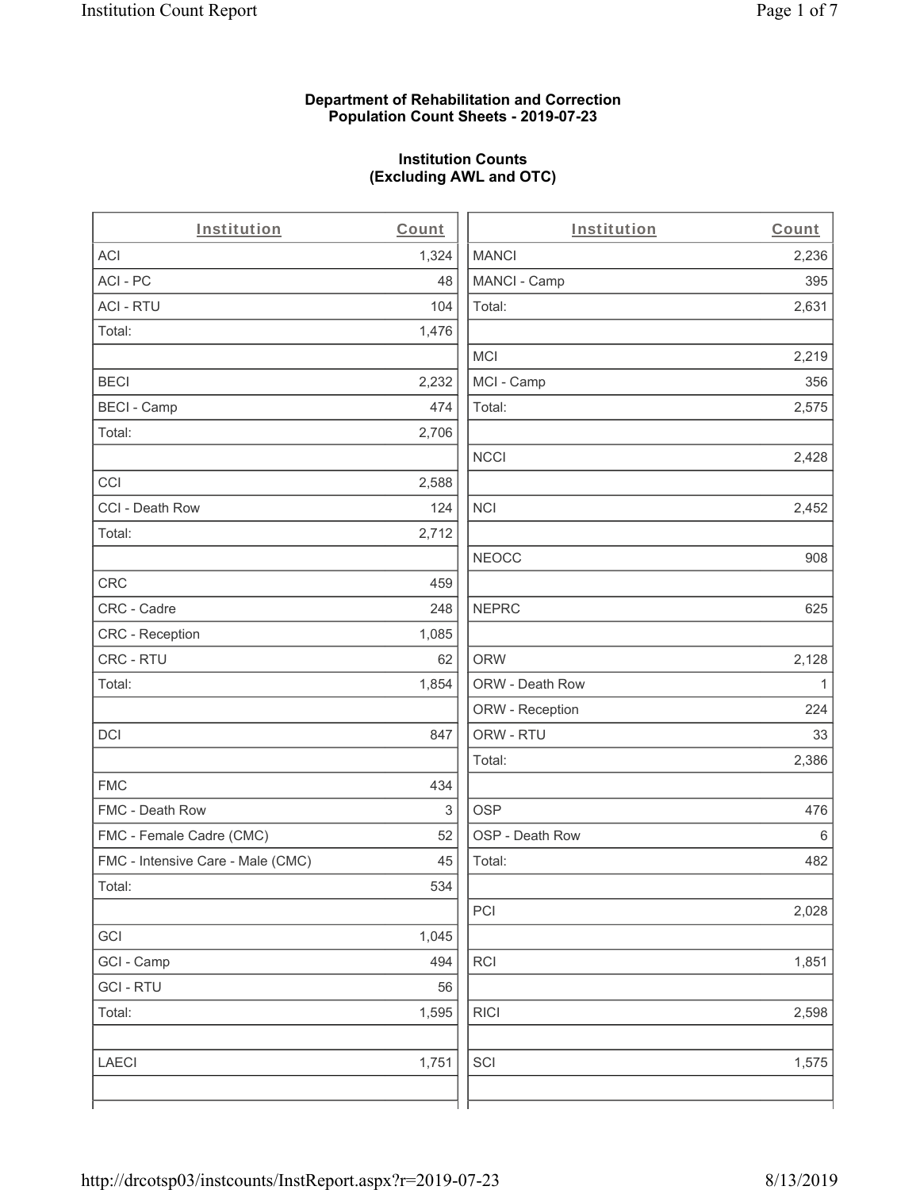**Department of Rehabilitation and Correction**
**Population Count Sheets - 2019-07-23**

**Institution Counts**
**(Excluding AWL and OTC)**

| Institution | Count | Institution | Count |
|---|---|---|---|
| ACI | 1,324 | MANCI | 2,236 |
| ACI - PC | 48 | MANCI - Camp | 395 |
| ACI - RTU | 104 | Total: | 2,631 |
| Total: | 1,476 | | |
| | | MCI | 2,219 |
| BECI | 2,232 | MCI - Camp | 356 |
| BECI - Camp | 474 | Total: | 2,575 |
| Total: | 2,706 | | |
| | | NCCI | 2,428 |
| CCI | 2,588 | | |
| CCI - Death Row | 124 | NCI | 2,452 |
| Total: | 2,712 | | |
| | | NEOCC | 908 |
| CRC | 459 | | |
| CRC - Cadre | 248 | NEPRC | 625 |
| CRC - Reception | 1,085 | | |
| CRC - RTU | 62 | ORW | 2,128 |
| Total: | 1,854 | ORW - Death Row | 1 |
| | | ORW - Reception | 224 |
| DCI | 847 | ORW - RTU | 33 |
| | | Total: | 2,386 |
| FMC | 434 | | |
| FMC - Death Row | 3 | OSP | 476 |
| FMC - Female Cadre (CMC) | 52 | OSP - Death Row | 6 |
| FMC - Intensive Care - Male (CMC) | 45 | Total: | 482 |
| Total: | 534 | | |
| | | PCI | 2,028 |
| GCI | 1,045 | | |
| GCI - Camp | 494 | RCI | 1,851 |
| GCI - RTU | 56 | | |
| Total: | 1,595 | RICI | 2,598 |
| | | | |
| LAECI | 1,751 | SCI | 1,575 |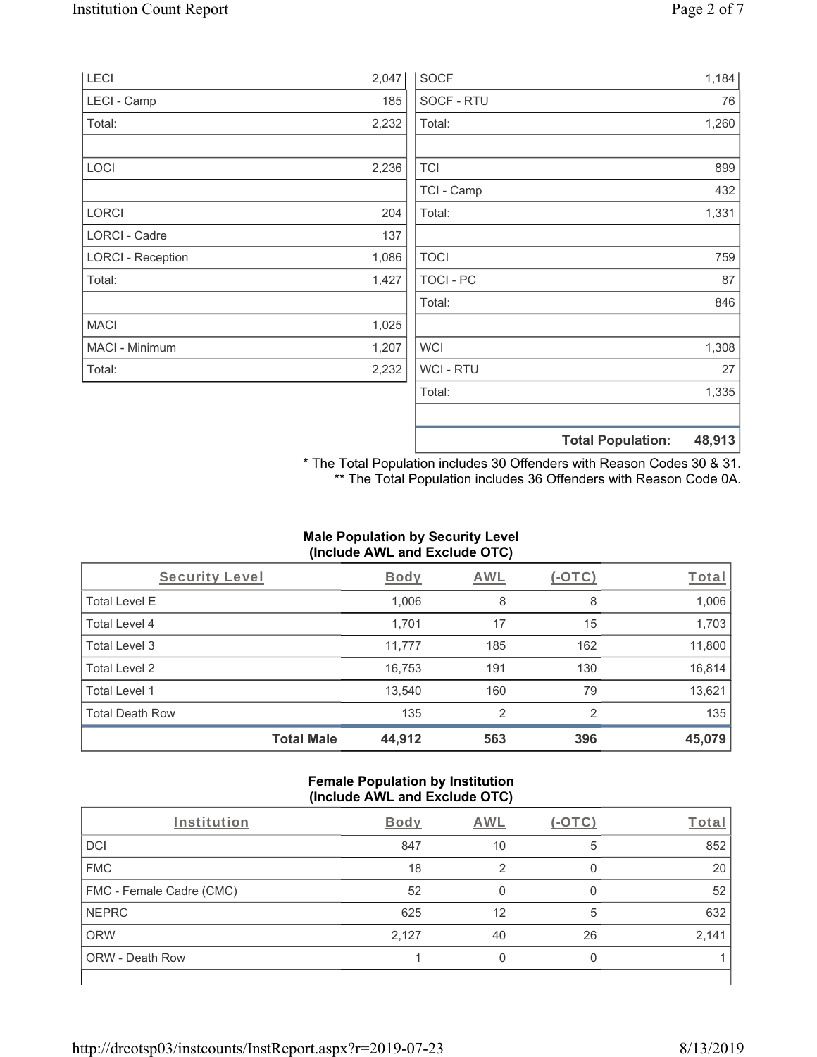| | |
|---|---|
| LECI | 2,047 |
| LECI - Camp | 185 |
| Total: | 2,232 |
| | |
| LOCI | 2,236 |
| | |
| LORCI | 204 |
| LORCI - Cadre | 137 |
| LORCI - Reception | 1,086 |
| Total: | 1,427 |
| | |
| MACI | 1,025 |
| MACI - Minimum | 1,207 |
| Total: | 2,232 |

| | |
|---|---|
| SOCF | 1,184 |
| SOCF - RTU | 76 |
| Total: | 1,260 |
| | |
| TCI | 899 |
| TCI - Camp | 432 |
| Total: | 1,331 |
| | |
| TOCI | 759 |
| TOCI - PC | 87 |
| Total: | 846 |
| | |
| WCI | 1,308 |
| WCI - RTU | 27 |
| Total: | 1,335 |
| | |
| **Total Population:** | **48,913** |

\* The Total Population includes 30 Offenders with Reason Codes 30 & 31.
** The Total Population includes 36 Offenders with Reason Code 0A.

**Male Population by Security Level (Include AWL and Exclude OTC)**

| Security Level | Body | AWL | (-OTC) | Total |
|---|---|---|---|---|
| Total Level E | 1,006 | 8 | 8 | 1,006 |
| Total Level 4 | 1,701 | 17 | 15 | 1,703 |
| Total Level 3 | 11,777 | 185 | 162 | 11,800 |
| Total Level 2 | 16,753 | 191 | 130 | 16,814 |
| Total Level 1 | 13,540 | 160 | 79 | 13,621 |
| Total Death Row | 135 | 2 | 2 | 135 |
| **Total Male** | **44,912** | **563** | **396** | **45,079** |

**Female Population by Institution (Include AWL and Exclude OTC)**

| Institution | Body | AWL | (-OTC) | Total |
|---|---|---|---|---|
| DCI | 847 | 10 | 5 | 852 |
| FMC | 18 | 2 | 0 | 20 |
| FMC - Female Cadre (CMC) | 52 | 0 | 0 | 52 |
| NEPRC | 625 | 12 | 5 | 632 |
| ORW | 2,127 | 40 | 26 | 2,141 |
| ORW - Death Row | 1 | 0 | 0 | 1 |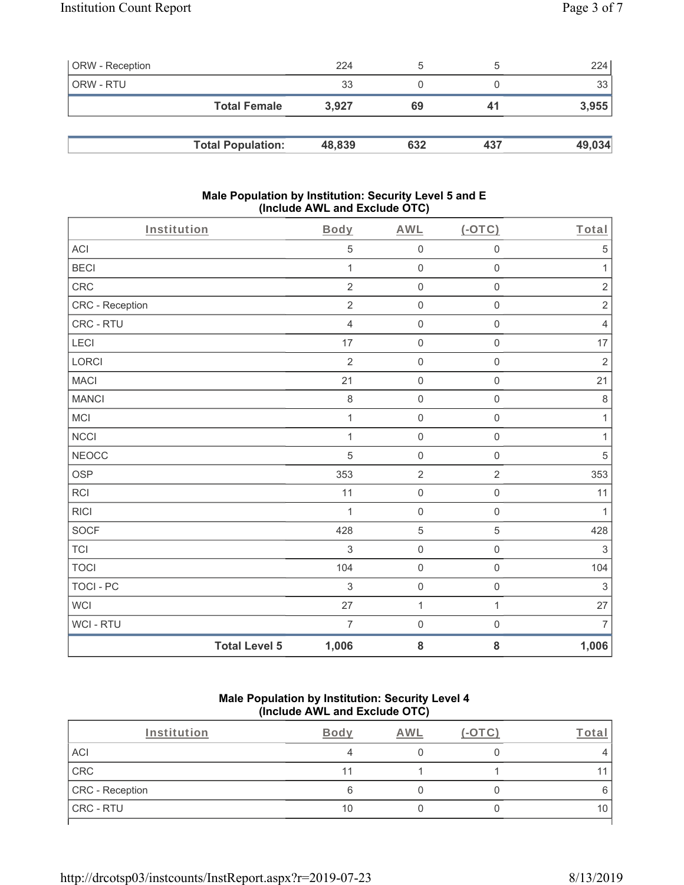| | | | | |
|---|---|---|---|---|
| ORW - Reception | 224 | 5 | 5 | 224 |
| ORW - RTU | 33 | 0 | 0 | 33 |
| **Total Female** | **3,927** | **69** | **41** | **3,955** |

| | | | | |
|---|---|---|---|---|
| **Total Population:** | **48,839** | **632** | **437** | **49,034** |

### Male Population by Institution: Security Level 5 and E (Include AWL and Exclude OTC)

| Institution | Body | AWL | (-OTC) | Total |
|---|---|---|---|---|
| ACI | 5 | 0 | 0 | 5 |
| BECI | 1 | 0 | 0 | 1 |
| CRC | 2 | 0 | 0 | 2 |
| CRC - Reception | 2 | 0 | 0 | 2 |
| CRC - RTU | 4 | 0 | 0 | 4 |
| LECI | 17 | 0 | 0 | 17 |
| LORCI | 2 | 0 | 0 | 2 |
| MACI | 21 | 0 | 0 | 21 |
| MANCI | 8 | 0 | 0 | 8 |
| MCI | 1 | 0 | 0 | 1 |
| NCCI | 1 | 0 | 0 | 1 |
| NEOCC | 5 | 0 | 0 | 5 |
| OSP | 353 | 2 | 2 | 353 |
| RCI | 11 | 0 | 0 | 11 |
| RICI | 1 | 0 | 0 | 1 |
| SOCF | 428 | 5 | 5 | 428 |
| TCI | 3 | 0 | 0 | 3 |
| TOCI | 104 | 0 | 0 | 104 |
| TOCI - PC | 3 | 0 | 0 | 3 |
| WCI | 27 | 1 | 1 | 27 |
| WCI - RTU | 7 | 0 | 0 | 7 |
| **Total Level 5** | **1,006** | **8** | **8** | **1,006** |

### Male Population by Institution: Security Level 4 (Include AWL and Exclude OTC)

| Institution | Body | AWL | (-OTC) | Total |
|---|---|---|---|---|
| ACI | 4 | 0 | 0 | 4 |
| CRC | 11 | 1 | 1 | 11 |
| CRC - Reception | 6 | 0 | 0 | 6 |
| CRC - RTU | 10 | 0 | 0 | 10 |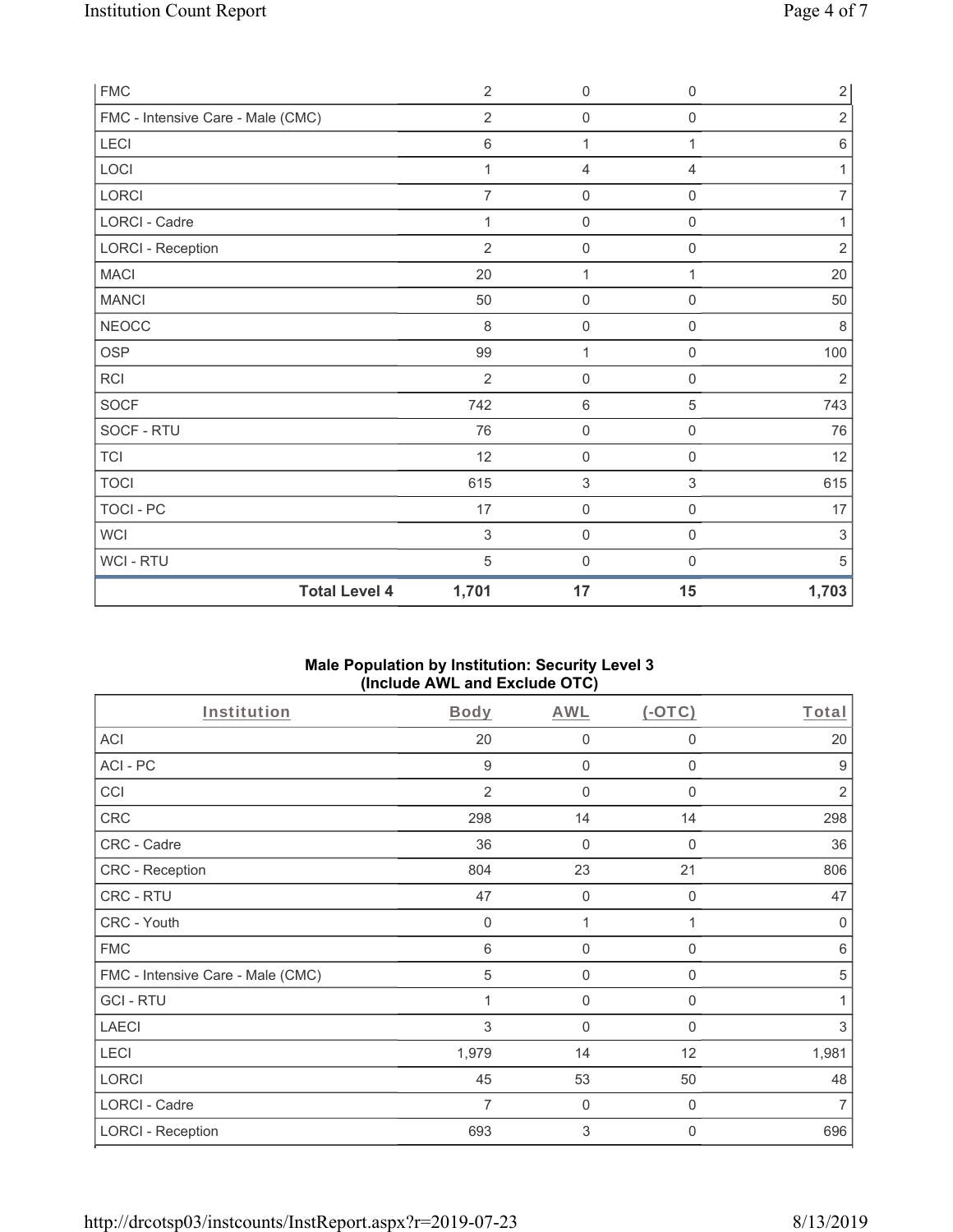| FMC | 2 | 0 | 0 | 2 |
|---|---|---|---|---|
| FMC - Intensive Care - Male (CMC) | 2 | 0 | 0 | 2 |
| LECI | 6 | 1 | 1 | 6 |
| LOCI | 1 | 4 | 4 | 1 |
| LORCI | 7 | 0 | 0 | 7 |
| LORCI - Cadre | 1 | 0 | 0 | 1 |
| LORCI - Reception | 2 | 0 | 0 | 2 |
| MACI | 20 | 1 | 1 | 20 |
| MANCI | 50 | 0 | 0 | 50 |
| NEOCC | 8 | 0 | 0 | 8 |
| OSP | 99 | 1 | 0 | 100 |
| RCI | 2 | 0 | 0 | 2 |
| SOCF | 742 | 6 | 5 | 743 |
| SOCF - RTU | 76 | 0 | 0 | 76 |
| TCI | 12 | 0 | 0 | 12 |
| TOCI | 615 | 3 | 3 | 615 |
| TOCI - PC | 17 | 0 | 0 | 17 |
| WCI | 3 | 0 | 0 | 3 |
| WCI - RTU | 5 | 0 | 0 | 5 |
| **Total Level 4** | **1,701** | **17** | **15** | **1,703** |

**Male Population by Institution: Security Level 3 (Include AWL and Exclude OTC)**

| Institution | Body | AWL | (-OTC) | Total |
|---|---|---|---|---|
| ACI | 20 | 0 | 0 | 20 |
| ACI - PC | 9 | 0 | 0 | 9 |
| CCI | 2 | 0 | 0 | 2 |
| CRC | 298 | 14 | 14 | 298 |
| CRC - Cadre | 36 | 0 | 0 | 36 |
| CRC - Reception | 804 | 23 | 21 | 806 |
| CRC - RTU | 47 | 0 | 0 | 47 |
| CRC - Youth | 0 | 1 | 1 | 0 |
| FMC | 6 | 0 | 0 | 6 |
| FMC - Intensive Care - Male (CMC) | 5 | 0 | 0 | 5 |
| GCI - RTU | 1 | 0 | 0 | 1 |
| LAECI | 3 | 0 | 0 | 3 |
| LECI | 1,979 | 14 | 12 | 1,981 |
| LORCI | 45 | 53 | 50 | 48 |
| LORCI - Cadre | 7 | 0 | 0 | 7 |
| LORCI - Reception | 693 | 3 | 0 | 696 |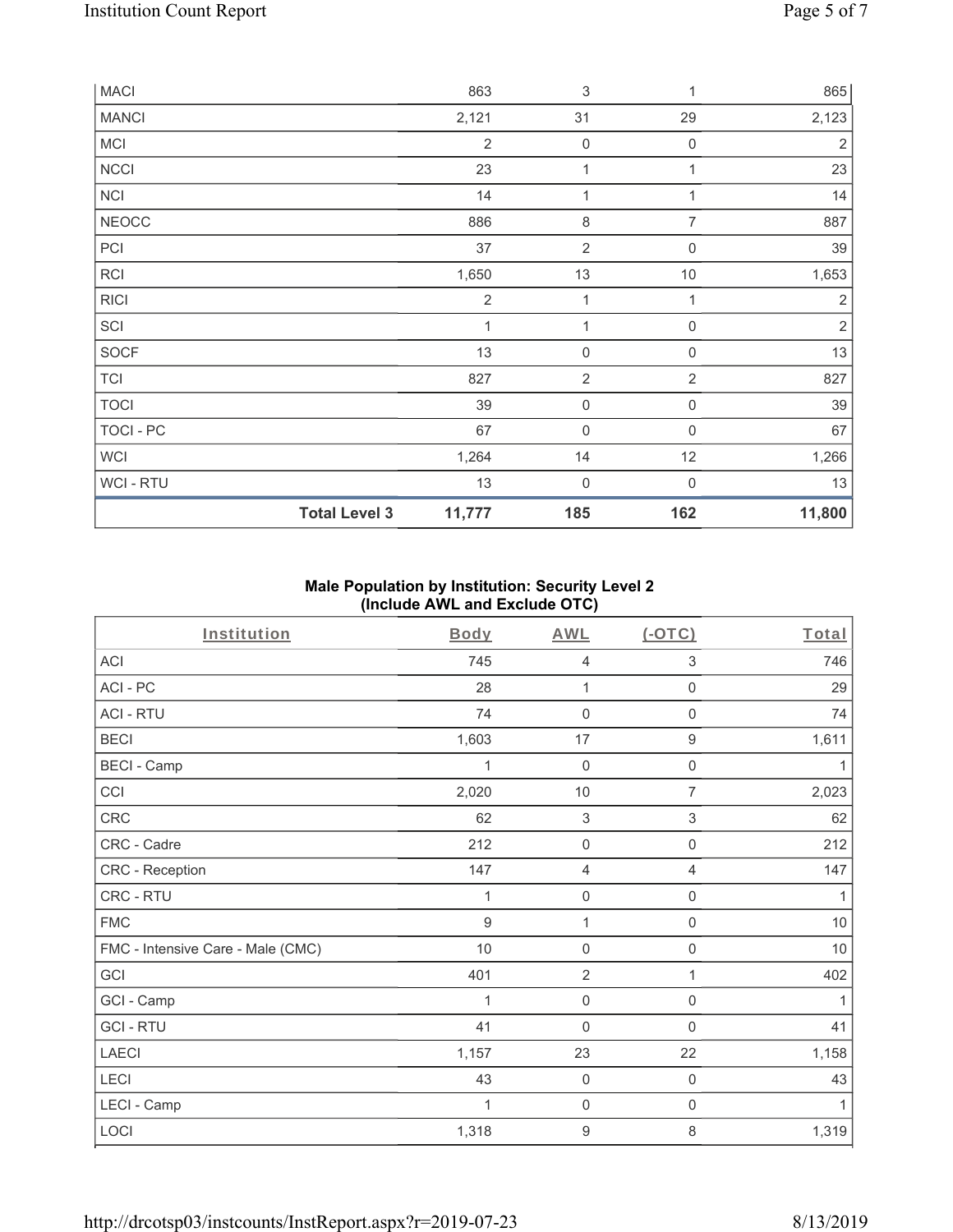| MACI | | 863 | 3 | 1 | 865 |
|---|---|---|---|---|---|
| MANCI | | 2,121 | 31 | 29 | 2,123 |
| MCI | | 2 | 0 | 0 | 2 |
| NCCI | | 23 | 1 | 1 | 23 |
| NCI | | 14 | 1 | 1 | 14 |
| NEOCC | | 886 | 8 | 7 | 887 |
| PCI | | 37 | 2 | 0 | 39 |
| RCI | | 1,650 | 13 | 10 | 1,653 |
| RICI | | 2 | 1 | 1 | 2 |
| SCI | | 1 | 1 | 0 | 2 |
| SOCF | | 13 | 0 | 0 | 13 |
| TCI | | 827 | 2 | 2 | 827 |
| TOCI | | 39 | 0 | 0 | 39 |
| TOCI - PC | | 67 | 0 | 0 | 67 |
| WCI | | 1,264 | 14 | 12 | 1,266 |
| WCI - RTU | | 13 | 0 | 0 | 13 |
| | **Total Level 3** | **11,777** | **185** | **162** | **11,800** |

**Male Population by Institution: Security Level 2 (Include AWL and Exclude OTC)**

| Institution | Body | AWL | (-OTC) | Total |
|---|---|---|---|---|
| ACI | 745 | 4 | 3 | 746 |
| ACI - PC | 28 | 1 | 0 | 29 |
| ACI - RTU | 74 | 0 | 0 | 74 |
| BECI | 1,603 | 17 | 9 | 1,611 |
| BECI - Camp | 1 | 0 | 0 | 1 |
| CCI | 2,020 | 10 | 7 | 2,023 |
| CRC | 62 | 3 | 3 | 62 |
| CRC - Cadre | 212 | 0 | 0 | 212 |
| CRC - Reception | 147 | 4 | 4 | 147 |
| CRC - RTU | 1 | 0 | 0 | 1 |
| FMC | 9 | 1 | 0 | 10 |
| FMC - Intensive Care - Male (CMC) | 10 | 0 | 0 | 10 |
| GCI | 401 | 2 | 1 | 402 |
| GCI - Camp | 1 | 0 | 0 | 1 |
| GCI - RTU | 41 | 0 | 0 | 41 |
| LAECI | 1,157 | 23 | 22 | 1,158 |
| LECI | 43 | 0 | 0 | 43 |
| LECI - Camp | 1 | 0 | 0 | 1 |
| LOCI | 1,318 | 9 | 8 | 1,319 |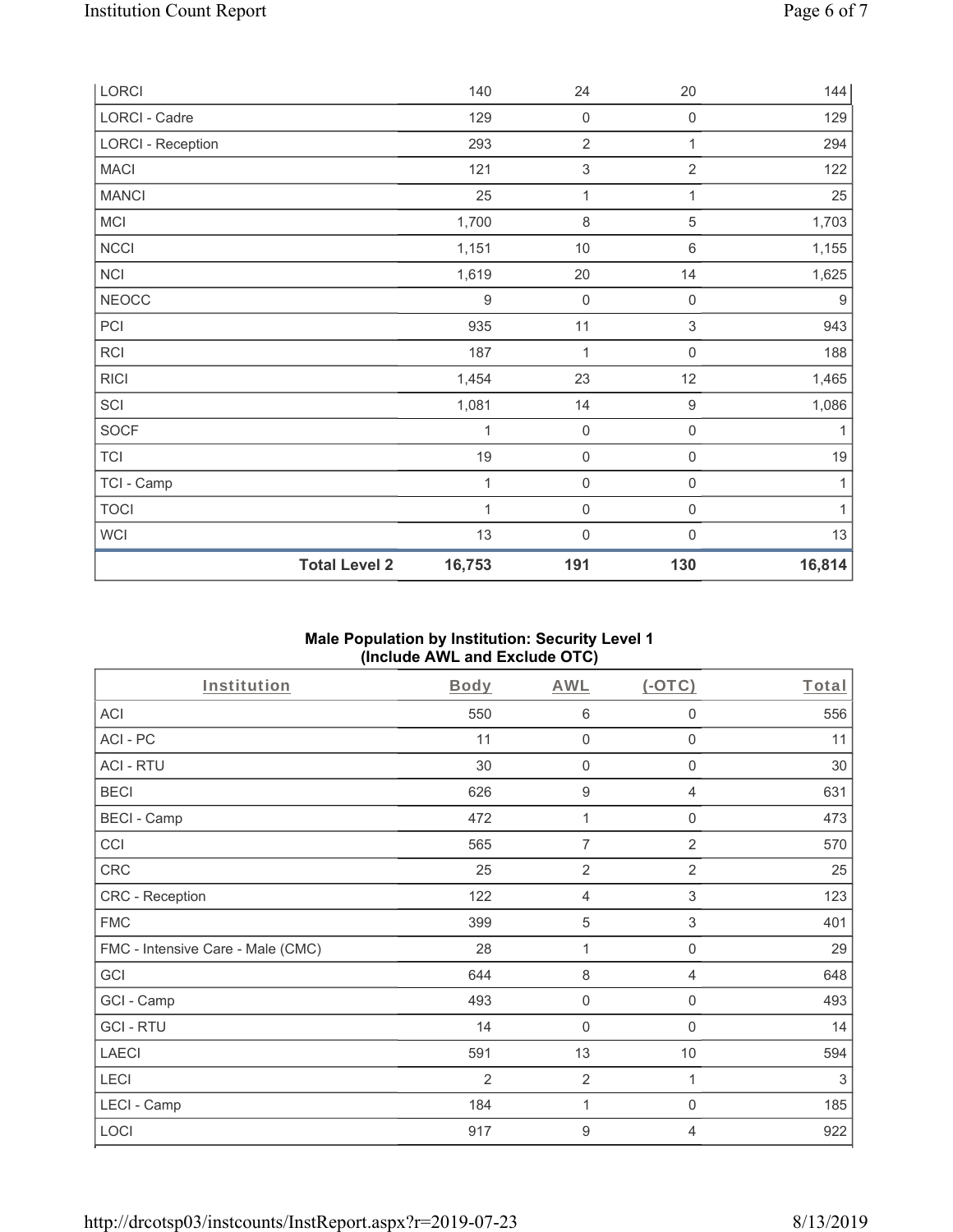| | | | | |
|---|---|---|---|---|
| LORCI | 140 | 24 | 20 | 144 |
| LORCI - Cadre | 129 | 0 | 0 | 129 |
| LORCI - Reception | 293 | 2 | 1 | 294 |
| MACI | 121 | 3 | 2 | 122 |
| MANCI | 25 | 1 | 1 | 25 |
| MCI | 1,700 | 8 | 5 | 1,703 |
| NCCI | 1,151 | 10 | 6 | 1,155 |
| NCI | 1,619 | 20 | 14 | 1,625 |
| NEOCC | 9 | 0 | 0 | 9 |
| PCI | 935 | 11 | 3 | 943 |
| RCI | 187 | 1 | 0 | 188 |
| RICI | 1,454 | 23 | 12 | 1,465 |
| SCI | 1,081 | 14 | 9 | 1,086 |
| SOCF | 1 | 0 | 0 | 1 |
| TCI | 19 | 0 | 0 | 19 |
| TCI - Camp | 1 | 0 | 0 | 1 |
| TOCI | 1 | 0 | 0 | 1 |
| WCI | 13 | 0 | 0 | 13 |
| **Total Level 2** | **16,753** | **191** | **130** | **16,814** |

**Male Population by Institution: Security Level 1 (Include AWL and Exclude OTC)**

| Institution | Body | AWL | (-OTC) | Total |
|---|---|---|---|---|
| ACI | 550 | 6 | 0 | 556 |
| ACI - PC | 11 | 0 | 0 | 11 |
| ACI - RTU | 30 | 0 | 0 | 30 |
| BECI | 626 | 9 | 4 | 631 |
| BECI - Camp | 472 | 1 | 0 | 473 |
| CCI | 565 | 7 | 2 | 570 |
| CRC | 25 | 2 | 2 | 25 |
| CRC - Reception | 122 | 4 | 3 | 123 |
| FMC | 399 | 5 | 3 | 401 |
| FMC - Intensive Care - Male (CMC) | 28 | 1 | 0 | 29 |
| GCI | 644 | 8 | 4 | 648 |
| GCI - Camp | 493 | 0 | 0 | 493 |
| GCI - RTU | 14 | 0 | 0 | 14 |
| LAECI | 591 | 13 | 10 | 594 |
| LECI | 2 | 2 | 1 | 3 |
| LECI - Camp | 184 | 1 | 0 | 185 |
| LOCI | 917 | 9 | 4 | 922 |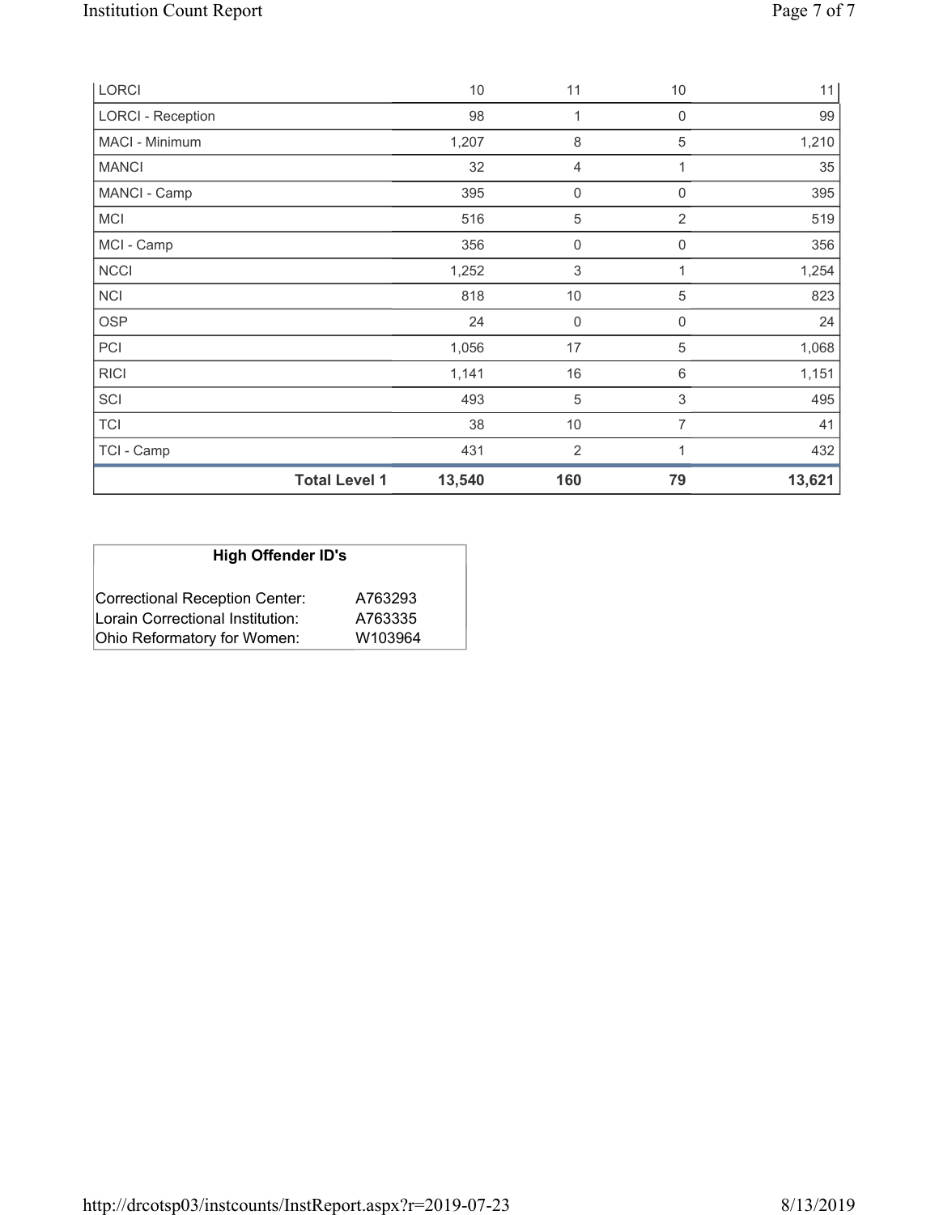| | | | | |
|---|---|---|---|---|
| LORCI | 10 | 11 | 10 | 11 |
| LORCI - Reception | 98 | 1 | 0 | 99 |
| MACI - Minimum | 1,207 | 8 | 5 | 1,210 |
| MANCI | 32 | 4 | 1 | 35 |
| MANCI - Camp | 395 | 0 | 0 | 395 |
| MCI | 516 | 5 | 2 | 519 |
| MCI - Camp | 356 | 0 | 0 | 356 |
| NCCI | 1,252 | 3 | 1 | 1,254 |
| NCI | 818 | 10 | 5 | 823 |
| OSP | 24 | 0 | 0 | 24 |
| PCI | 1,056 | 17 | 5 | 1,068 |
| RICI | 1,141 | 16 | 6 | 1,151 |
| SCI | 493 | 5 | 3 | 495 |
| TCI | 38 | 10 | 7 | 41 |
| TCI - Camp | 431 | 2 | 1 | 432 |
| **Total Level 1** | **13,540** | **160** | **79** | **13,621** |

| High Offender ID's | |
|---|---|
| Correctional Reception Center: | A763293 |
| Lorain Correctional Institution: | A763335 |
| Ohio Reformatory for Women: | W103964 |